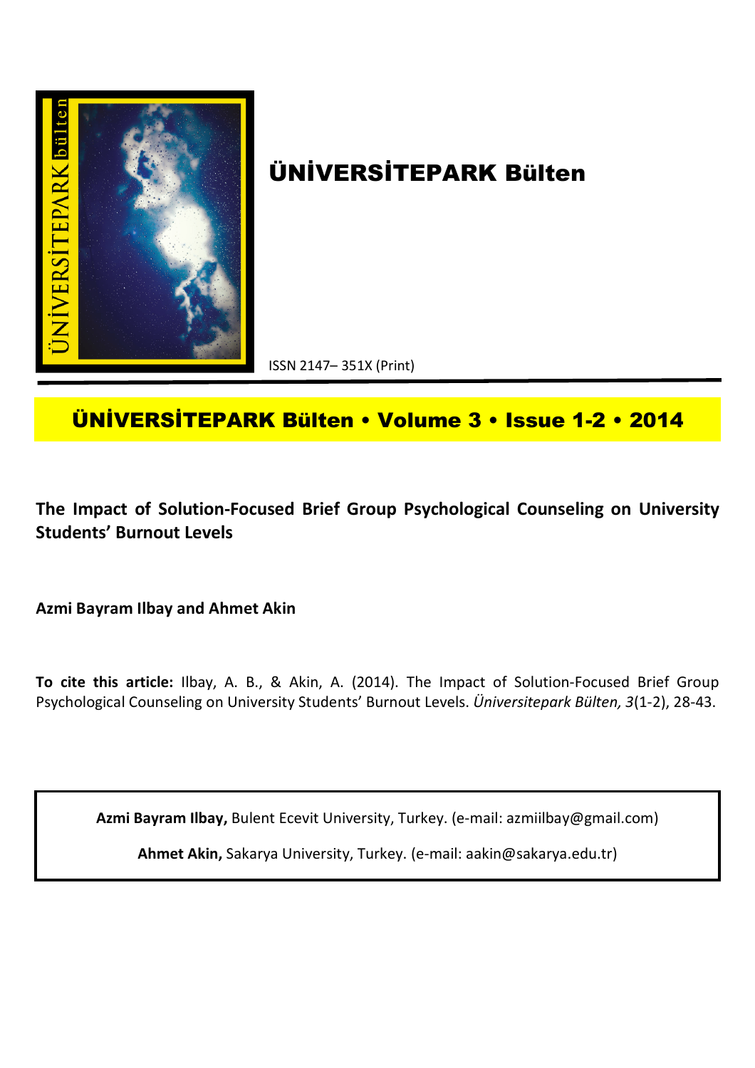# ÜNİVERSİTEPARK Bülten

ISSN 2147– 351X (Print)

## ÜNİVERSİTEPARK Bülten • Volume 3 • Issue 1-2 • 2014

**The Impact of Solution-Focused Brief Group Psychological Counseling on University Students' Burnout Levels**

**Azmi Bayram Ilbay and Ahmet Akin**

**To cite this article:** Ilbay, A. B., & Akin, A. (2014). The Impact of Solution-Focused Brief Group Psychological Counseling on University Students' Burnout Levels. *Üniversitepark Bülten, 3*(1-2), 28-43.

**Azmi Bayram Ilbay,** Bulent Ecevit University, Turkey. (e-mail: azmiilbay@gmail.com)

**Ahmet Akin,** Sakarya University, Turkey. (e-mail: aakin@sakarya.edu.tr)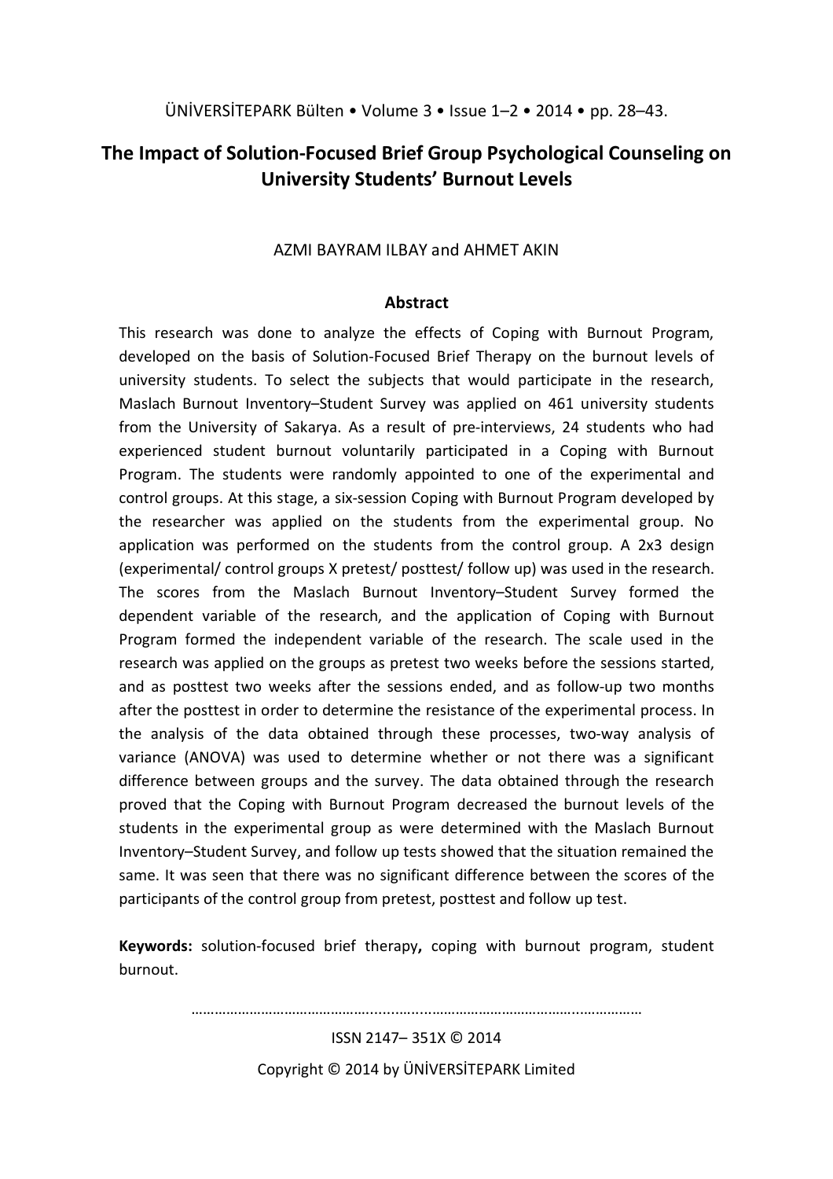# The Impact of Solution-Focused Brief Group Psychological Counseling on University Students' Burnout Levels

AZMI BAYRAM ILBAY and AHMET AKIN

## Abstract

This research was done to analyze the effects of Coping with Burnout Program, developed on the basis of Solution-Focused Brief Therapy on the burnout levels of university students. To select the subjects that would participate in the research, Maslach Burnout Inventory–Student Survey was applied on 461 university students from the University of Sakarya. As a result of pre-interviews, 24 students who had experienced student burnout voluntarily participated in a Coping with Burnout Program. The students were randomly appointed to one of the experimental and control groups. At this stage, a six-session Coping with Burnout Program developed by the researcher was applied on the students from the experimental group. No application was performed on the students from the control group. A 2x3 design (experimental/ control groups X pretest/ posttest/ follow up) was used in the research. The scores from the Maslach Burnout Inventory–Student Survey formed the dependent variable of the research, and the application of Coping with Burnout Program formed the independent variable of the research. The scale used in the research was applied on the groups as pretest two weeks before the sessions started, and as posttest two weeks after the sessions ended, and as follow-up two months after the posttest in order to determine the resistance of the experimental process. In the analysis of the data obtained through these processes, two-way analysis of variance (ANOVA) was used to determine whether or not there was a significant difference between groups and the survey. The data obtained through the research proved that the Coping with Burnout Program decreased the burnout levels of the students in the experimental group as were determined with the Maslach Burnout Inventory–Student Survey, and follow up tests showed that the situation remained the same. It was seen that there was no significant difference between the scores of the participants of the control group from pretest, posttest and follow up test.

**Keywords:** solution-focused brief therapy**,** coping with burnout program, student burnout.

ISSN 2147– 351X © 2014

Copyright © 2014 by ÜNİVERSİTEPARK Limited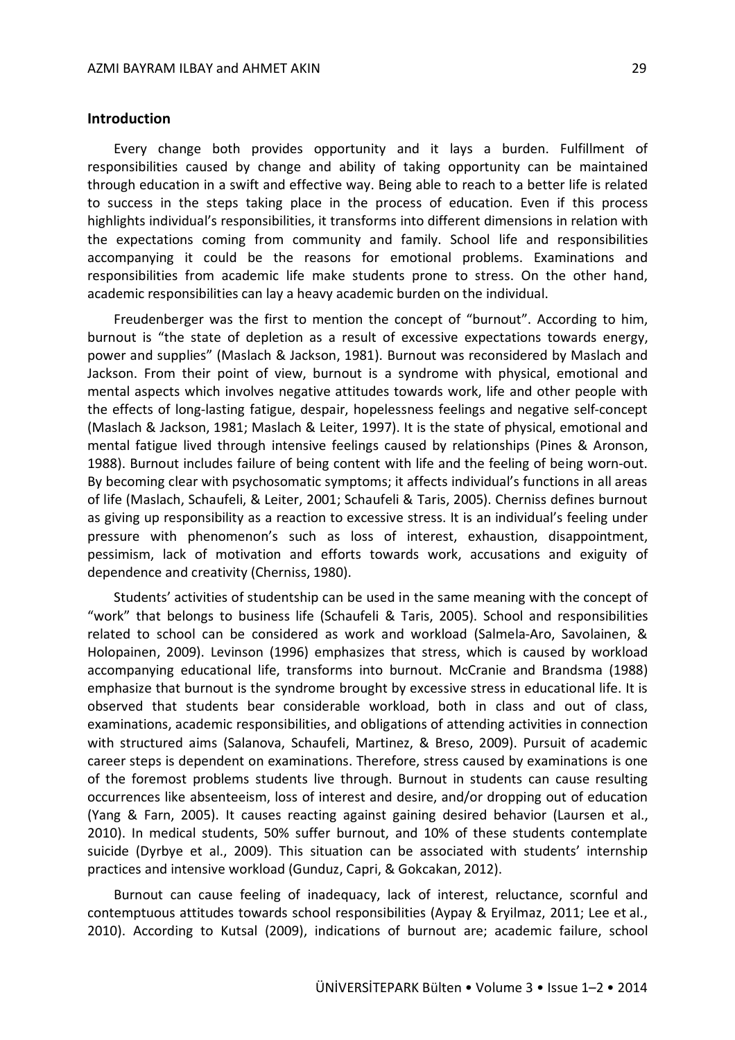## Introduction

Every change both provides opportunity and it lays a burden. Fulfillment of responsibilities caused by change and ability of taking opportunity can be maintained through education in a swift and effective way. Being able to reach to a better life is related to success in the steps taking place in the process of education. Even if this process highlights individual's responsibilities, it transforms into different dimensions in relation with the expectations coming from community and family. School life and responsibilities accompanying it could be the reasons for emotional problems. Examinations and responsibilities from academic life make students prone to stress. On the other hand, academic responsibilities can lay a heavy academic burden on the individual.

Freudenberger was the first to mention the concept of "burnout". According to him, burnout is "the state of depletion as a result of excessive expectations towards energy, power and supplies" (Maslach & Jackson, 1981). Burnout was reconsidered by Maslach and Jackson. From their point of view, burnout is a syndrome with physical, emotional and mental aspects which involves negative attitudes towards work, life and other people with the effects of long-lasting fatigue, despair, hopelessness feelings and negative self-concept (Maslach & Jackson, 1981; Maslach & Leiter, 1997). It is the state of physical, emotional and mental fatigue lived through intensive feelings caused by relationships (Pines & Aronson, 1988). Burnout includes failure of being content with life and the feeling of being worn-out. By becoming clear with psychosomatic symptoms; it affects individual's functions in all areas of life (Maslach, Schaufeli, & Leiter, 2001; Schaufeli & Taris, 2005). Cherniss defines burnout as giving up responsibility as a reaction to excessive stress. It is an individual's feeling under pressure with phenomenon's such as loss of interest, exhaustion, disappointment, pessimism, lack of motivation and efforts towards work, accusations and exiguity of dependence and creativity (Cherniss, 1980).

Students' activities of studentship can be used in the same meaning with the concept of "work" that belongs to business life (Schaufeli & Taris, 2005). School and responsibilities related to school can be considered as work and workload (Salmela-Aro, Savolainen, & Holopainen, 2009). Levinson (1996) emphasizes that stress, which is caused by workload accompanying educational life, transforms into burnout. McCranie and Brandsma (1988) emphasize that burnout is the syndrome brought by excessive stress in educational life. It is observed that students bear considerable workload, both in class and out of class, examinations, academic responsibilities, and obligations of attending activities in connection with structured aims (Salanova, Schaufeli, Martinez, & Breso, 2009). Pursuit of academic career steps is dependent on examinations. Therefore, stress caused by examinations is one of the foremost problems students live through. Burnout in students can cause resulting occurrences like absenteeism, loss of interest and desire, and/or dropping out of education (Yang & Farn, 2005). It causes reacting against gaining desired behavior (Laursen et al., 2010). In medical students, 50% suffer burnout, and 10% of these students contemplate suicide (Dyrbye et al., 2009). This situation can be associated with students' internship practices and intensive workload (Gunduz, Capri, & Gokcakan, 2012).

Burnout can cause feeling of inadequacy, lack of interest, reluctance, scornful and contemptuous attitudes towards school responsibilities (Aypay & Eryilmaz, 2011; Lee et al., 2010). According to Kutsal (2009), indications of burnout are; academic failure, school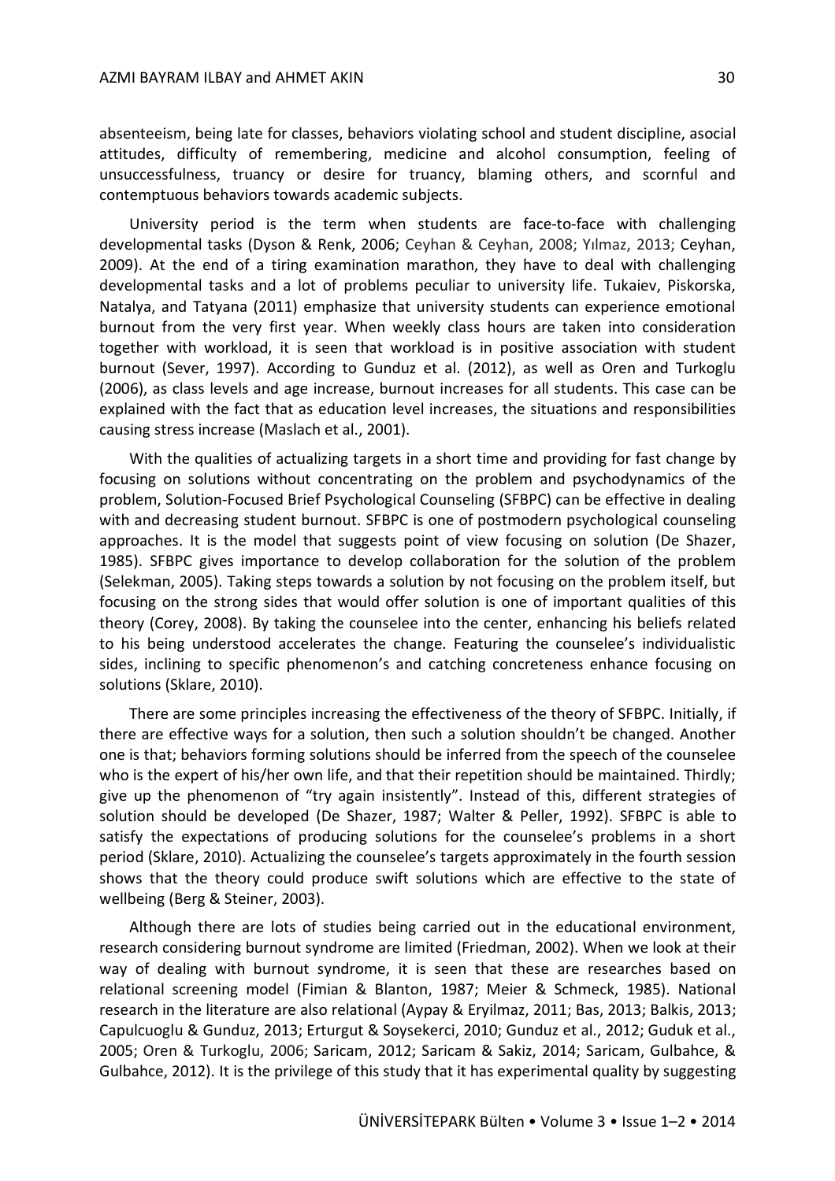absenteeism, being late for classes, behaviors violating school and student discipline, asocial attitudes, difficulty of remembering, medicine and alcohol consumption, feeling of unsuccessfulness, truancy or desire for truancy, blaming others, and scornful and contemptuous behaviors towards academic subjects.

University period is the term when students are face-to-face with challenging developmental tasks (Dyson & Renk, 2006; Ceyhan & Ceyhan, 2008; Yılmaz, 2013; Ceyhan, 2009). At the end of a tiring examination marathon, they have to deal with challenging developmental tasks and a lot of problems peculiar to university life. Tukaiev, Piskorska, Natalya, and Tatyana (2011) emphasize that university students can experience emotional burnout from the very first year. When weekly class hours are taken into consideration together with workload, it is seen that workload is in positive association with student burnout (Sever, 1997). According to Gunduz et al. (2012), as well as Oren and Turkoglu (2006), as class levels and age increase, burnout increases for all students. This case can be explained with the fact that as education level increases, the situations and responsibilities causing stress increase (Maslach et al., 2001).

With the qualities of actualizing targets in a short time and providing for fast change by focusing on solutions without concentrating on the problem and psychodynamics of the problem, Solution-Focused Brief Psychological Counseling (SFBPC) can be effective in dealing with and decreasing student burnout. SFBPC is one of postmodern psychological counseling approaches. It is the model that suggests point of view focusing on solution (De Shazer, 1985). SFBPC gives importance to develop collaboration for the solution of the problem (Selekman, 2005). Taking steps towards a solution by not focusing on the problem itself, but focusing on the strong sides that would offer solution is one of important qualities of this theory (Corey, 2008). By taking the counselee into the center, enhancing his beliefs related to his being understood accelerates the change. Featuring the counselee's individualistic sides, inclining to specific phenomenon's and catching concreteness enhance focusing on solutions (Sklare, 2010).

There are some principles increasing the effectiveness of the theory of SFBPC. Initially, if there are effective ways for a solution, then such a solution shouldn't be changed. Another one is that; behaviors forming solutions should be inferred from the speech of the counselee who is the expert of his/her own life, and that their repetition should be maintained. Thirdly; give up the phenomenon of "try again insistently". Instead of this, different strategies of solution should be developed (De Shazer, 1987; Walter & Peller, 1992). SFBPC is able to satisfy the expectations of producing solutions for the counselee's problems in a short period (Sklare, 2010). Actualizing the counselee's targets approximately in the fourth session shows that the theory could produce swift solutions which are effective to the state of wellbeing (Berg & Steiner, 2003).

Although there are lots of studies being carried out in the educational environment, research considering burnout syndrome are limited (Friedman, 2002). When we look at their way of dealing with burnout syndrome, it is seen that these are researches based on relational screening model (Fimian & Blanton, 1987; Meier & Schmeck, 1985). National research in the literature are also relational (Aypay & Eryilmaz, 2011; Bas, 2013; Balkis, 2013; Capulcuoglu & Gunduz, 2013; Erturgut & Soysekerci, 2010; Gunduz et al., 2012; Guduk et al., 2005; Oren & Turkoglu, 2006; Saricam, 2012; Saricam & Sakiz, 2014; Saricam, Gulbahce, & Gulbahce, 2012). It is the privilege of this study that it has experimental quality by suggesting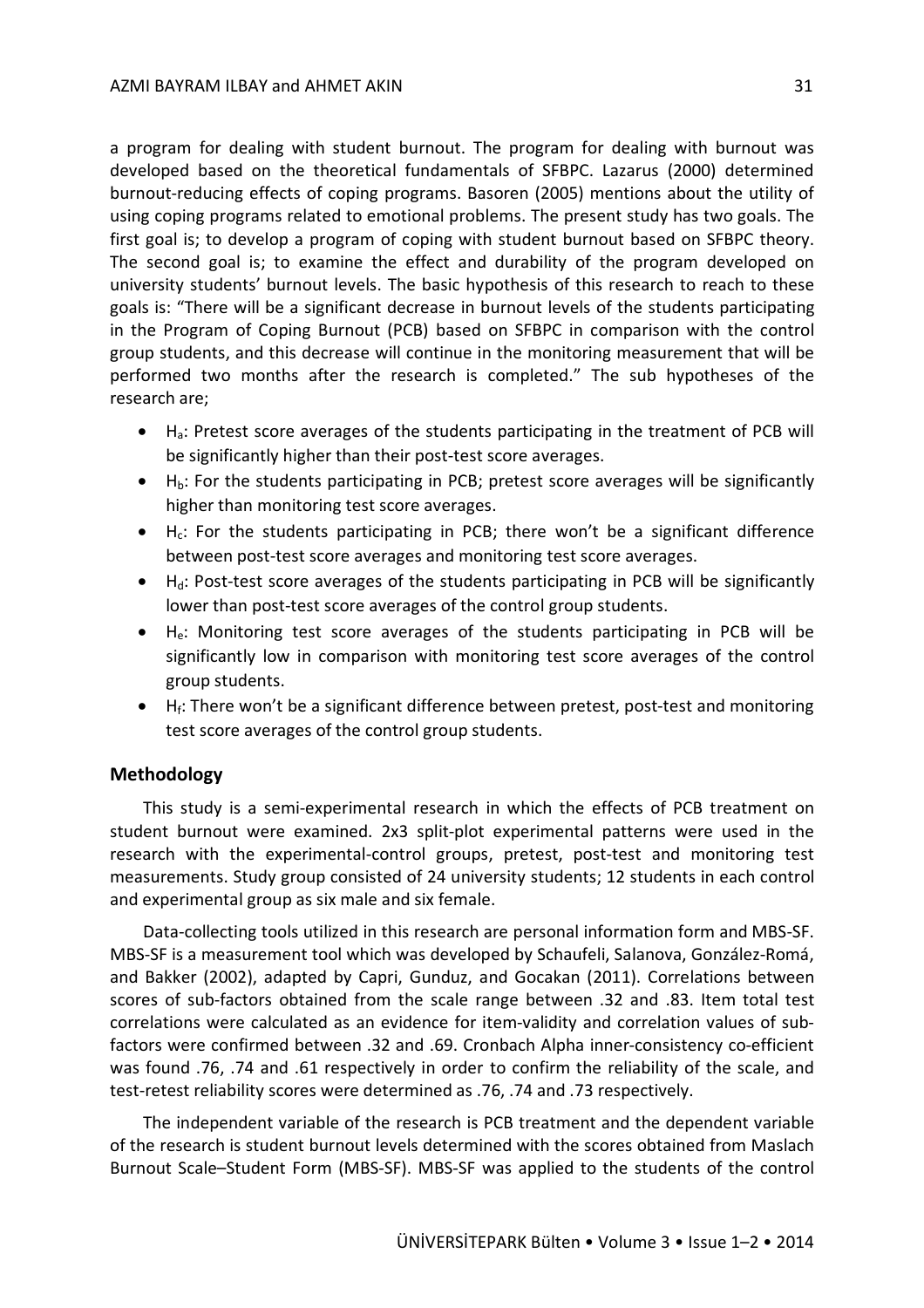a program for dealing with student burnout. The program for dealing with burnout was developed based on the theoretical fundamentals of SFBPC. Lazarus (2000) determined burnout-reducing effects of coping programs. Basoren (2005) mentions about the utility of using coping programs related to emotional problems. The present study has two goals. The first goal is; to develop a program of coping with student burnout based on SFBPC theory. The second goal is; to examine the effect and durability of the program developed on university students' burnout levels. The basic hypothesis of this research to reach to these goals is: "There will be a significant decrease in burnout levels of the students participating in the Program of Coping Burnout (PCB) based on SFBPC in comparison with the control group students, and this decrease will continue in the monitoring measurement that will be performed two months after the research is completed." The sub hypotheses of the research are;

- $H_a$: Pretest score averages of the students participating in the treatment of PCB will be significantly higher than their post-test score averages.
- $H_b$: For the students participating in PCB; pretest score averages will be significantly higher than monitoring test score averages.
- $H_c$: For the students participating in PCB; there won't be a significant difference between post-test score averages and monitoring test score averages.
- $H_d$: Post-test score averages of the students participating in PCB will be significantly lower than post-test score averages of the control group students.
- $H_e$: Monitoring test score averages of the students participating in PCB will be significantly low in comparison with monitoring test score averages of the control group students.
- $H_f$: There won't be a significant difference between pretest, post-test and monitoring test score averages of the control group students.

## Methodology

This study is a semi-experimental research in which the effects of PCB treatment on student burnout were examined. 2x3 split-plot experimental patterns were used in the research with the experimental-control groups, pretest, post-test and monitoring test measurements. Study group consisted of 24 university students; 12 students in each control and experimental group as six male and six female.

Data-collecting tools utilized in this research are personal information form and MBS-SF. MBS-SF is a measurement tool which was developed by Schaufeli, Salanova, González-Romá, and Bakker (2002), adapted by Capri, Gunduz, and Gocakan (2011). Correlations between scores of sub-factors obtained from the scale range between .32 and .83. Item total test correlations were calculated as an evidence for item-validity and correlation values of sub-factors were confirmed between .32 and .69. Cronbach Alpha inner-consistency co-efficient was found .76, .74 and .61 respectively in order to confirm the reliability of the scale, and test-retest reliability scores were determined as .76, .74 and .73 respectively.

The independent variable of the research is PCB treatment and the dependent variable of the research is student burnout levels determined with the scores obtained from Maslach Burnout Scale–Student Form (MBS-SF). MBS-SF was applied to the students of the control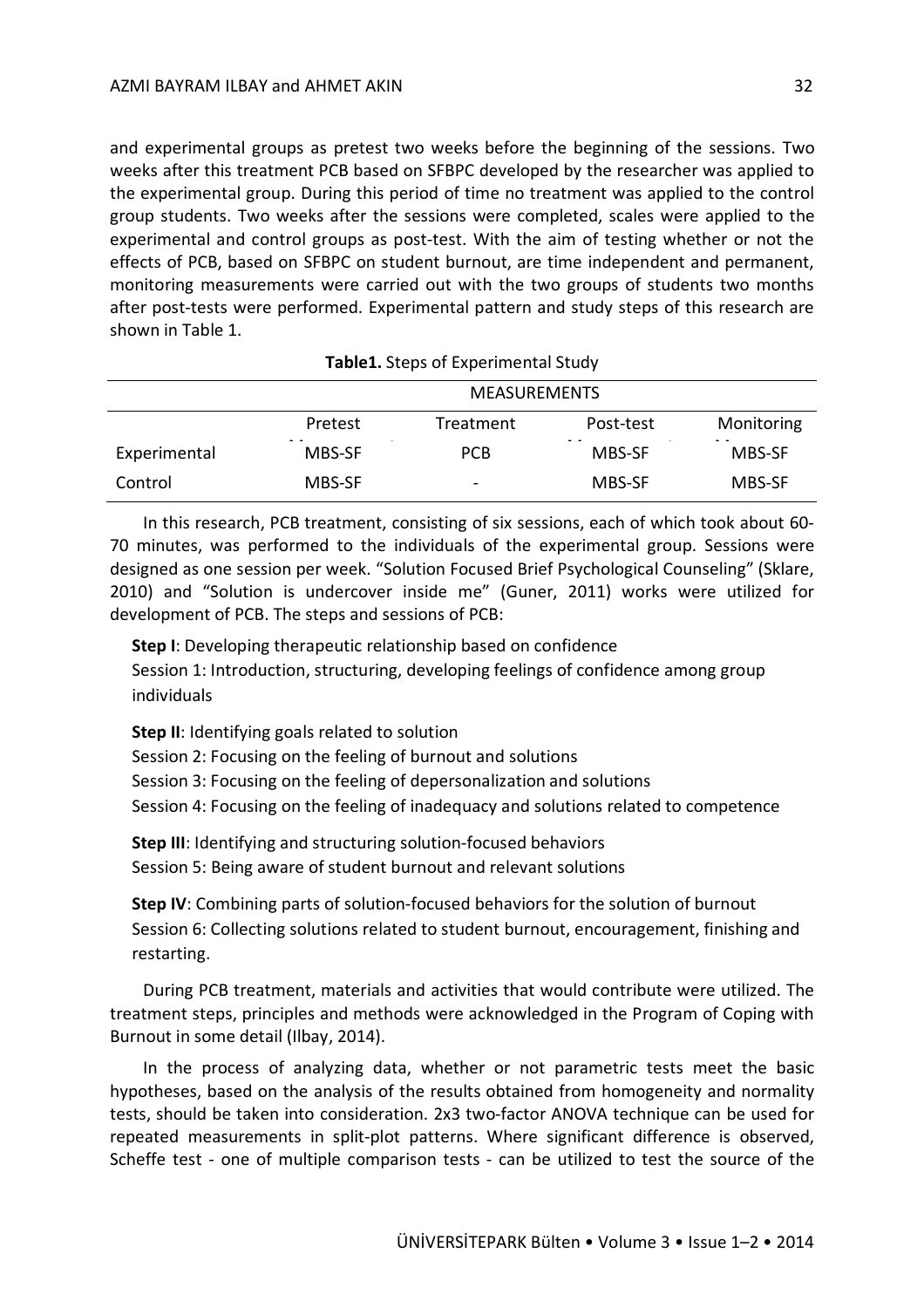and experimental groups as pretest two weeks before the beginning of the sessions. Two weeks after this treatment PCB based on SFBPC developed by the researcher was applied to the experimental group. During this period of time no treatment was applied to the control group students. Two weeks after the sessions were completed, scales were applied to the experimental and control groups as post-test. With the aim of testing whether or not the effects of PCB, based on SFBPC on student burnout, are time independent and permanent, monitoring measurements were carried out with the two groups of students two months after post-tests were performed. Experimental pattern and study steps of this research are shown in Table 1.

**Table1.** Steps of Experimental Study

| | MEASUREMENTS | | | |
|---|---|---|---|---|
| | Pretest | Treatment | Post-test | Monitoring |
| Experimental | MBS-SF | PCB | MBS-SF | MBS-SF |
| Control | MBS-SF | - | MBS-SF | MBS-SF |

In this research, PCB treatment, consisting of six sessions, each of which took about 60-70 minutes, was performed to the individuals of the experimental group. Sessions were designed as one session per week. "Solution Focused Brief Psychological Counseling" (Sklare, 2010) and "Solution is undercover inside me" (Guner, 2011) works were utilized for development of PCB. The steps and sessions of PCB:

**Step I**: Developing therapeutic relationship based on confidence
Session 1: Introduction, structuring, developing feelings of confidence among group individuals

**Step II**: Identifying goals related to solution
Session 2: Focusing on the feeling of burnout and solutions
Session 3: Focusing on the feeling of depersonalization and solutions
Session 4: Focusing on the feeling of inadequacy and solutions related to competence

**Step III**: Identifying and structuring solution-focused behaviors
Session 5: Being aware of student burnout and relevant solutions

**Step IV**: Combining parts of solution-focused behaviors for the solution of burnout
Session 6: Collecting solutions related to student burnout, encouragement, finishing and restarting.

During PCB treatment, materials and activities that would contribute were utilized. The treatment steps, principles and methods were acknowledged in the Program of Coping with Burnout in some detail (Ilbay, 2014).

In the process of analyzing data, whether or not parametric tests meet the basic hypotheses, based on the analysis of the results obtained from homogeneity and normality tests, should be taken into consideration. 2x3 two-factor ANOVA technique can be used for repeated measurements in split-plot patterns. Where significant difference is observed, Scheffe test - one of multiple comparison tests - can be utilized to test the source of the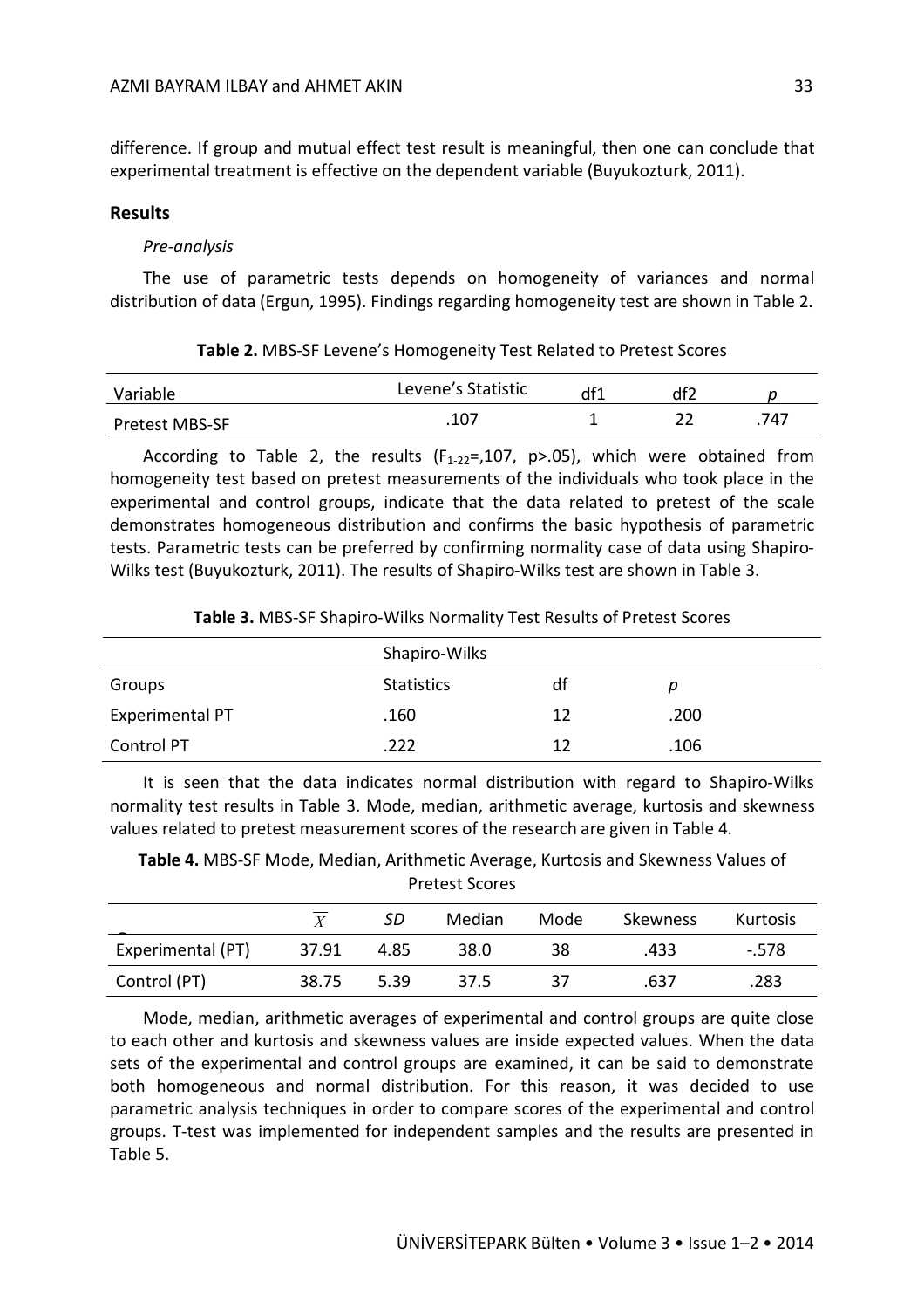difference. If group and mutual effect test result is meaningful, then one can conclude that experimental treatment is effective on the dependent variable (Buyukozturk, 2011).

## Results

*Pre-analysis*

The use of parametric tests depends on homogeneity of variances and normal distribution of data (Ergun, 1995). Findings regarding homogeneity test are shown in Table 2.

**Table 2.** MBS-SF Levene's Homogeneity Test Related to Pretest Scores

| Variable | Levene's Statistic | df1 | df2 | *p* |
|---|---|---|---|---|
| Pretest MBS-SF | .107 | 1 | 22 | .747 |

According to Table 2, the results ($F_{1\text{-}22}$=,107, p>.05), which were obtained from homogeneity test based on pretest measurements of the individuals who took place in the experimental and control groups, indicate that the data related to pretest of the scale demonstrates homogeneous distribution and confirms the basic hypothesis of parametric tests. Parametric tests can be preferred by confirming normality case of data using Shapiro-Wilks test (Buyukozturk, 2011). The results of Shapiro-Wilks test are shown in Table 3.

**Table 3.** MBS-SF Shapiro-Wilks Normality Test Results of Pretest Scores

| | Shapiro-Wilks | | |
|---|---|---|---|
| Groups | Statistics | df | *p* |
| Experimental PT | .160 | 12 | .200 |
| Control PT | .222 | 12 | .106 |

It is seen that the data indicates normal distribution with regard to Shapiro-Wilks normality test results in Table 3. Mode, median, arithmetic average, kurtosis and skewness values related to pretest measurement scores of the research are given in Table 4.

**Table 4.** MBS-SF Mode, Median, Arithmetic Average, Kurtosis and Skewness Values of Pretest Scores

| | $\overline{X}$ | *SD* | Median | Mode | Skewness | Kurtosis |
|---|---|---|---|---|---|---|
| Experimental (PT) | 37.91 | 4.85 | 38.0 | 38 | .433 | -.578 |
| Control (PT) | 38.75 | 5.39 | 37.5 | 37 | .637 | .283 |

Mode, median, arithmetic averages of experimental and control groups are quite close to each other and kurtosis and skewness values are inside expected values. When the data sets of the experimental and control groups are examined, it can be said to demonstrate both homogeneous and normal distribution. For this reason, it was decided to use parametric analysis techniques in order to compare scores of the experimental and control groups. T-test was implemented for independent samples and the results are presented in Table 5.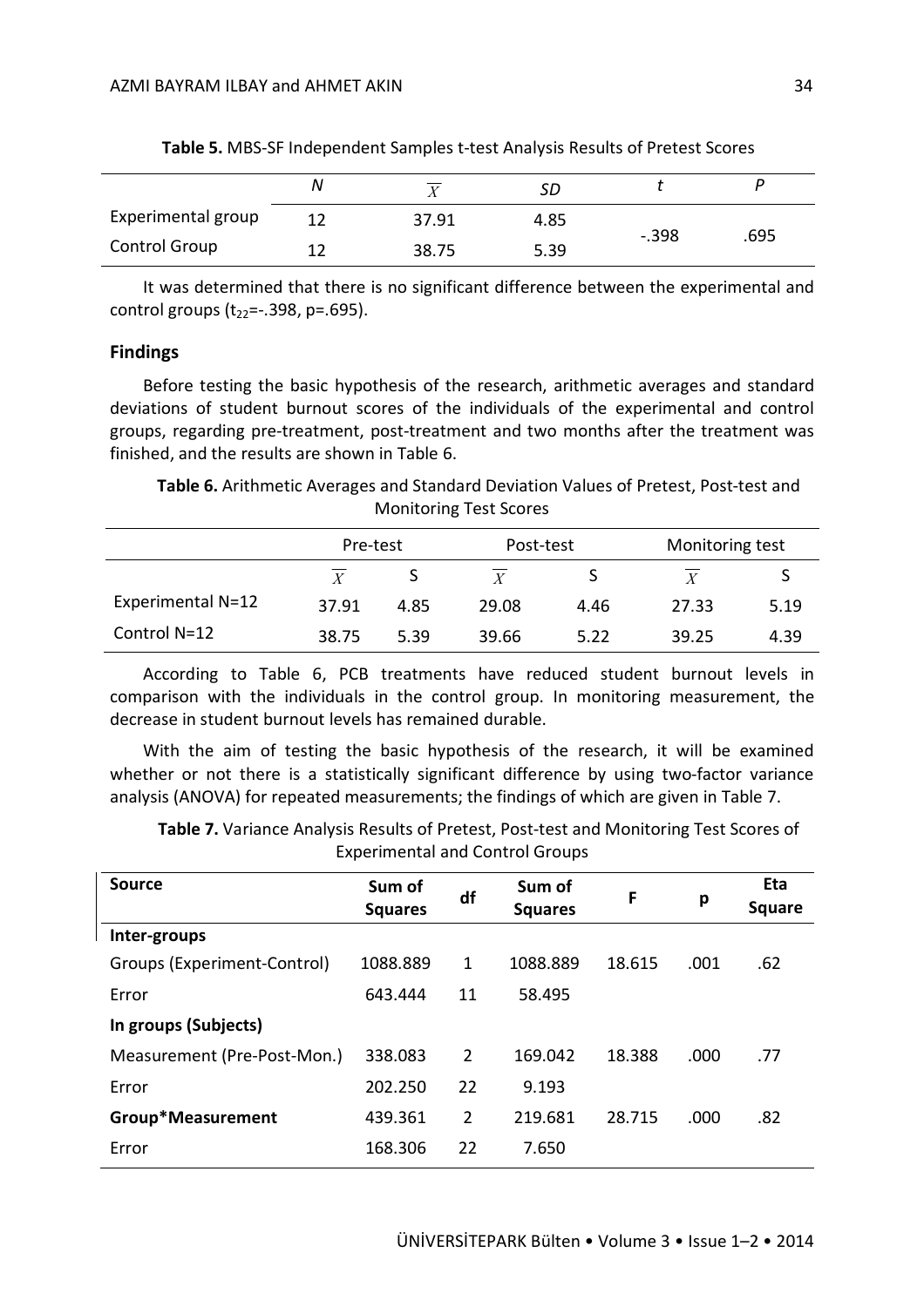**Table 5.** MBS-SF Independent Samples t-test Analysis Results of Pretest Scores

| | N | $\overline{X}$ | SD | t | P |
|---|---|---|---|---|---|
| Experimental group | 12 | 37.91 | 4.85 | -.398 | .695 |
| Control Group | 12 | 38.75 | 5.39 | | |

It was determined that there is no significant difference between the experimental and control groups ($t_{22}$=-.398, p=.695).

## Findings

Before testing the basic hypothesis of the research, arithmetic averages and standard deviations of student burnout scores of the individuals of the experimental and control groups, regarding pre-treatment, post-treatment and two months after the treatment was finished, and the results are shown in Table 6.

**Table 6.** Arithmetic Averages and Standard Deviation Values of Pretest, Post-test and Monitoring Test Scores

| | Pre-test | | Post-test | | Monitoring test | |
|---|---|---|---|---|---|---|
| | $\overline{X}$ | S | $\overline{X}$ | S | $\overline{X}$ | S |
| Experimental N=12 | 37.91 | 4.85 | 29.08 | 4.46 | 27.33 | 5.19 |
| Control N=12 | 38.75 | 5.39 | 39.66 | 5.22 | 39.25 | 4.39 |

According to Table 6, PCB treatments have reduced student burnout levels in comparison with the individuals in the control group. In monitoring measurement, the decrease in student burnout levels has remained durable.

With the aim of testing the basic hypothesis of the research, it will be examined whether or not there is a statistically significant difference by using two-factor variance analysis (ANOVA) for repeated measurements; the findings of which are given in Table 7.

**Table 7.** Variance Analysis Results of Pretest, Post-test and Monitoring Test Scores of Experimental and Control Groups

| Source | Sum of Squares | df | Sum of Squares | F | p | Eta Square |
|---|---|---|---|---|---|---|
| **Inter-groups** | | | | | | |
| Groups (Experiment-Control) | 1088.889 | 1 | 1088.889 | 18.615 | .001 | .62 |
| Error | 643.444 | 11 | 58.495 | | | |
| **In groups (Subjects)** | | | | | | |
| Measurement (Pre-Post-Mon.) | 338.083 | 2 | 169.042 | 18.388 | .000 | .77 |
| Error | 202.250 | 22 | 9.193 | | | |
| **Group*Measurement** | 439.361 | 2 | 219.681 | 28.715 | .000 | .82 |
| Error | 168.306 | 22 | 7.650 | | | |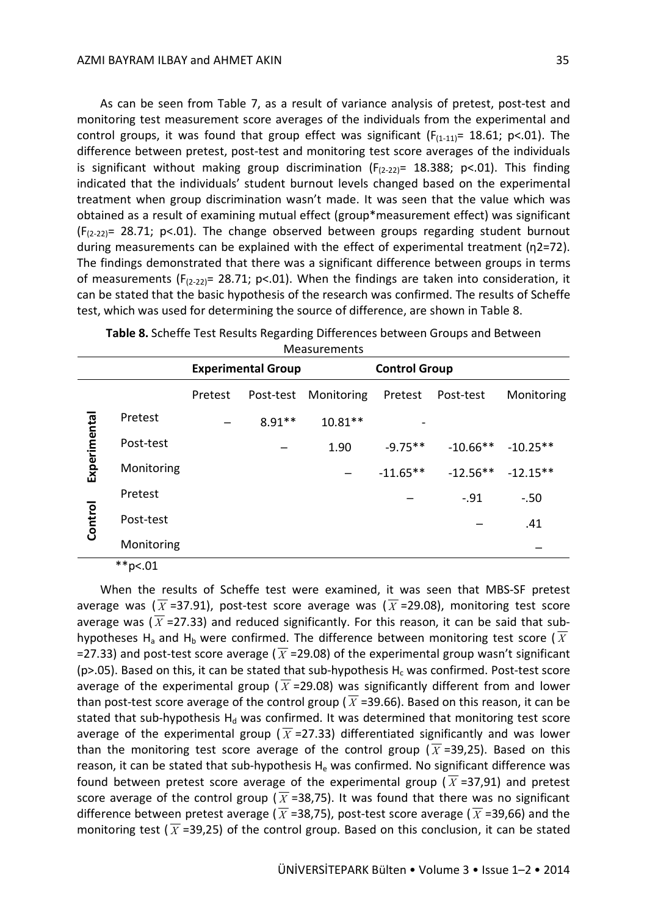As can be seen from Table 7, as a result of variance analysis of pretest, post-test and monitoring test measurement score averages of the individuals from the experimental and control groups, it was found that group effect was significant ($F_{(1-11)}$= 18.61; p<.01). The difference between pretest, post-test and monitoring test score averages of the individuals is significant without making group discrimination ($F_{(2-22)}$= 18.388; p<.01). This finding indicated that the individuals' student burnout levels changed based on the experimental treatment when group discrimination wasn't made. It was seen that the value which was obtained as a result of examining mutual effect (group*measurement effect) was significant ($F_{(2-22)}$= 28.71; p<.01). The change observed between groups regarding student burnout during measurements can be explained with the effect of experimental treatment (η2=72). The findings demonstrated that there was a significant difference between groups in terms of measurements ($F_{(2-22)}$= 28.71; p<.01). When the findings are taken into consideration, it can be stated that the basic hypothesis of the research was confirmed. The results of Scheffe test, which was used for determining the source of difference, are shown in Table 8.

**Table 8.** Scheffe Test Results Regarding Differences between Groups and Between Measurements

| | | Experimental Group | | | Control Group | | |
|---|---|---|---|---|---|---|---|
| | | Pretest | Post-test | Monitoring | Pretest | Post-test | Monitoring |
| Experimental | Pretest | – | 8.91** | 10.81** | - | | |
| | Post-test | | – | 1.90 | -9.75** | -10.66** | -10.25** |
| | Monitoring | | | – | -11.65** | -12.56** | -12.15** |
| Control | Pretest | | | | – | -.91 | -.50 |
| | Post-test | | | | | – | .41 |
| | Monitoring | | | | | | – |

**p<.01

When the results of Scheffe test were examined, it was seen that MBS-SF pretest average was ($\overline{X}$=37.91), post-test score average was ($\overline{X}$=29.08), monitoring test score average was ($\overline{X}$=27.33) and reduced significantly. For this reason, it can be said that sub-hypotheses $H_a$ and $H_b$ were confirmed. The difference between monitoring test score ($\overline{X}$=27.33) and post-test score average ($\overline{X}$=29.08) of the experimental group wasn't significant (p>.05). Based on this, it can be stated that sub-hypothesis $H_c$ was confirmed. Post-test score average of the experimental group ($\overline{X}$=29.08) was significantly different from and lower than post-test score average of the control group ($\overline{X}$=39.66). Based on this reason, it can be stated that sub-hypothesis $H_d$ was confirmed. It was determined that monitoring test score average of the experimental group ($\overline{X}$=27.33) differentiated significantly and was lower than the monitoring test score average of the control group ($\overline{X}$=39,25). Based on this reason, it can be stated that sub-hypothesis $H_e$ was confirmed. No significant difference was found between pretest score average of the experimental group ($\overline{X}$=37,91) and pretest score average of the control group ($\overline{X}$=38,75). It was found that there was no significant difference between pretest average ($\overline{X}$=38,75), post-test score average ($\overline{X}$=39,66) and the monitoring test ($\overline{X}$=39,25) of the control group. Based on this conclusion, it can be stated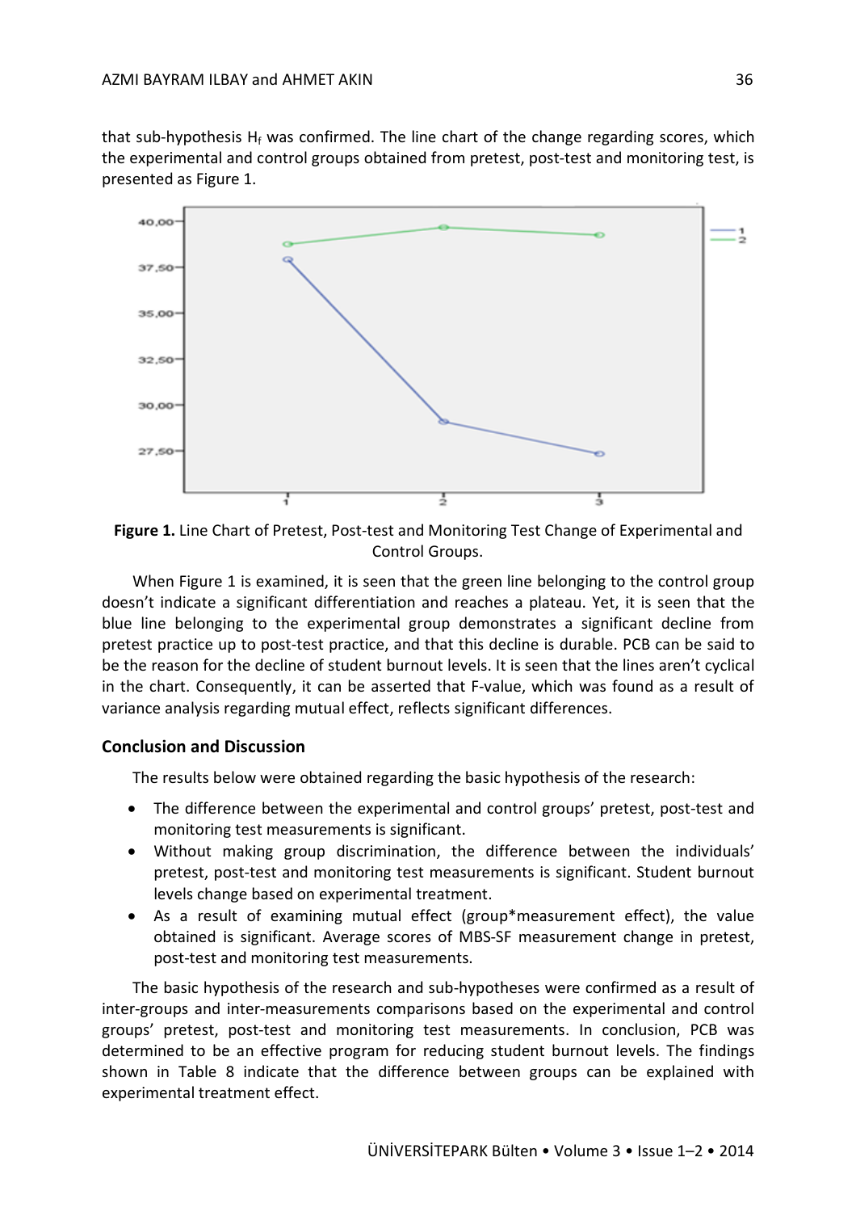that sub-hypothesis $H_f$ was confirmed. The line chart of the change regarding scores, which the experimental and control groups obtained from pretest, post-test and monitoring test, is presented as Figure 1.

**Figure 1.** Line Chart of Pretest, Post-test and Monitoring Test Change of Experimental and Control Groups.

When Figure 1 is examined, it is seen that the green line belonging to the control group doesn't indicate a significant differentiation and reaches a plateau. Yet, it is seen that the blue line belonging to the experimental group demonstrates a significant decline from pretest practice up to post-test practice, and that this decline is durable. PCB can be said to be the reason for the decline of student burnout levels. It is seen that the lines aren't cyclical in the chart. Consequently, it can be asserted that F-value, which was found as a result of variance analysis regarding mutual effect, reflects significant differences.

## Conclusion and Discussion

The results below were obtained regarding the basic hypothesis of the research:

- The difference between the experimental and control groups' pretest, post-test and monitoring test measurements is significant.
- Without making group discrimination, the difference between the individuals' pretest, post-test and monitoring test measurements is significant. Student burnout levels change based on experimental treatment.
- As a result of examining mutual effect (group*measurement effect), the value obtained is significant. Average scores of MBS-SF measurement change in pretest, post-test and monitoring test measurements.

The basic hypothesis of the research and sub-hypotheses were confirmed as a result of inter-groups and inter-measurements comparisons based on the experimental and control groups' pretest, post-test and monitoring test measurements. In conclusion, PCB was determined to be an effective program for reducing student burnout levels. The findings shown in Table 8 indicate that the difference between groups can be explained with experimental treatment effect.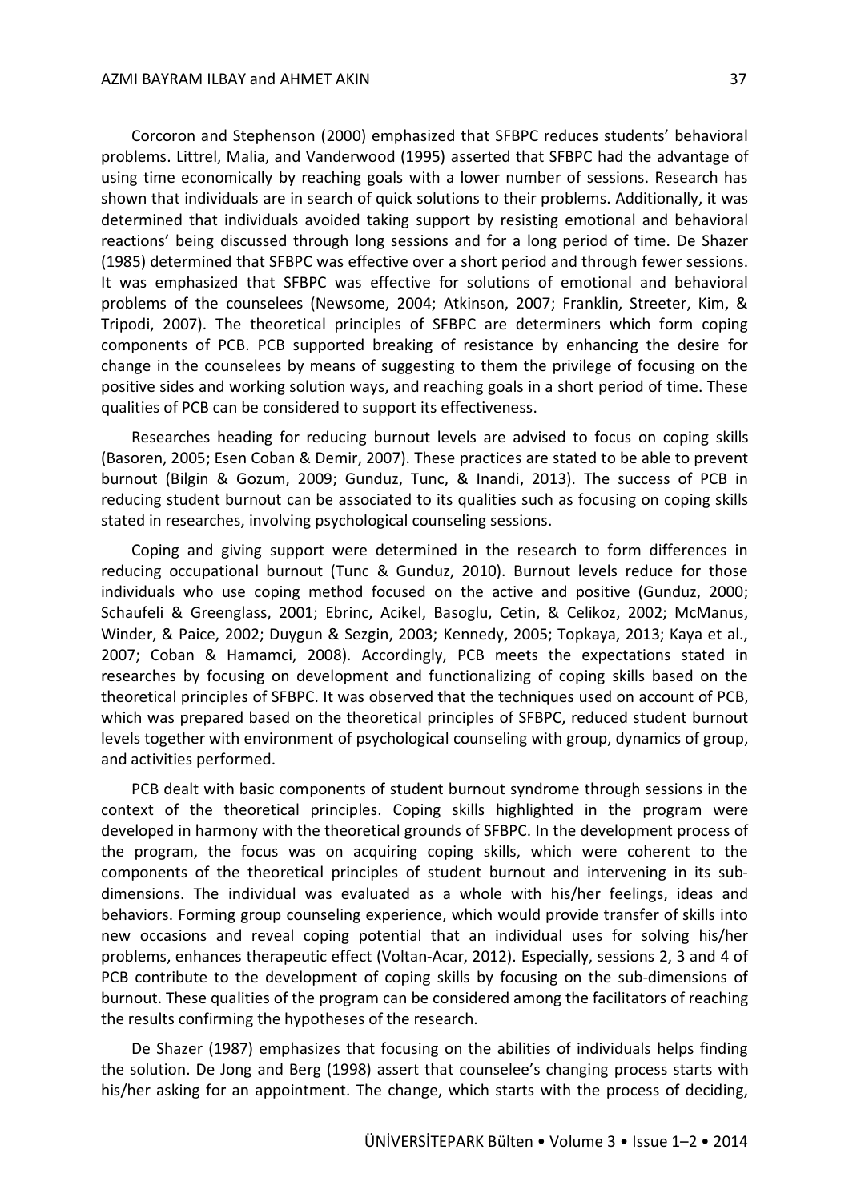Corcoron and Stephenson (2000) emphasized that SFBPC reduces students' behavioral problems. Littrel, Malia, and Vanderwood (1995) asserted that SFBPC had the advantage of using time economically by reaching goals with a lower number of sessions. Research has shown that individuals are in search of quick solutions to their problems. Additionally, it was determined that individuals avoided taking support by resisting emotional and behavioral reactions' being discussed through long sessions and for a long period of time. De Shazer (1985) determined that SFBPC was effective over a short period and through fewer sessions. It was emphasized that SFBPC was effective for solutions of emotional and behavioral problems of the counselees (Newsome, 2004; Atkinson, 2007; Franklin, Streeter, Kim, & Tripodi, 2007). The theoretical principles of SFBPC are determiners which form coping components of PCB. PCB supported breaking of resistance by enhancing the desire for change in the counselees by means of suggesting to them the privilege of focusing on the positive sides and working solution ways, and reaching goals in a short period of time. These qualities of PCB can be considered to support its effectiveness.

Researches heading for reducing burnout levels are advised to focus on coping skills (Basoren, 2005; Esen Coban & Demir, 2007). These practices are stated to be able to prevent burnout (Bilgin & Gozum, 2009; Gunduz, Tunc, & Inandi, 2013). The success of PCB in reducing student burnout can be associated to its qualities such as focusing on coping skills stated in researches, involving psychological counseling sessions.

Coping and giving support were determined in the research to form differences in reducing occupational burnout (Tunc & Gunduz, 2010). Burnout levels reduce for those individuals who use coping method focused on the active and positive (Gunduz, 2000; Schaufeli & Greenglass, 2001; Ebrinc, Acikel, Basoglu, Cetin, & Celikoz, 2002; McManus, Winder, & Paice, 2002; Duygun & Sezgin, 2003; Kennedy, 2005; Topkaya, 2013; Kaya et al., 2007; Coban & Hamamci, 2008). Accordingly, PCB meets the expectations stated in researches by focusing on development and functionalizing of coping skills based on the theoretical principles of SFBPC. It was observed that the techniques used on account of PCB, which was prepared based on the theoretical principles of SFBPC, reduced student burnout levels together with environment of psychological counseling with group, dynamics of group, and activities performed.

PCB dealt with basic components of student burnout syndrome through sessions in the context of the theoretical principles. Coping skills highlighted in the program were developed in harmony with the theoretical grounds of SFBPC. In the development process of the program, the focus was on acquiring coping skills, which were coherent to the components of the theoretical principles of student burnout and intervening in its sub-dimensions. The individual was evaluated as a whole with his/her feelings, ideas and behaviors. Forming group counseling experience, which would provide transfer of skills into new occasions and reveal coping potential that an individual uses for solving his/her problems, enhances therapeutic effect (Voltan-Acar, 2012). Especially, sessions 2, 3 and 4 of PCB contribute to the development of coping skills by focusing on the sub-dimensions of burnout. These qualities of the program can be considered among the facilitators of reaching the results confirming the hypotheses of the research.

De Shazer (1987) emphasizes that focusing on the abilities of individuals helps finding the solution. De Jong and Berg (1998) assert that counselee's changing process starts with his/her asking for an appointment. The change, which starts with the process of deciding,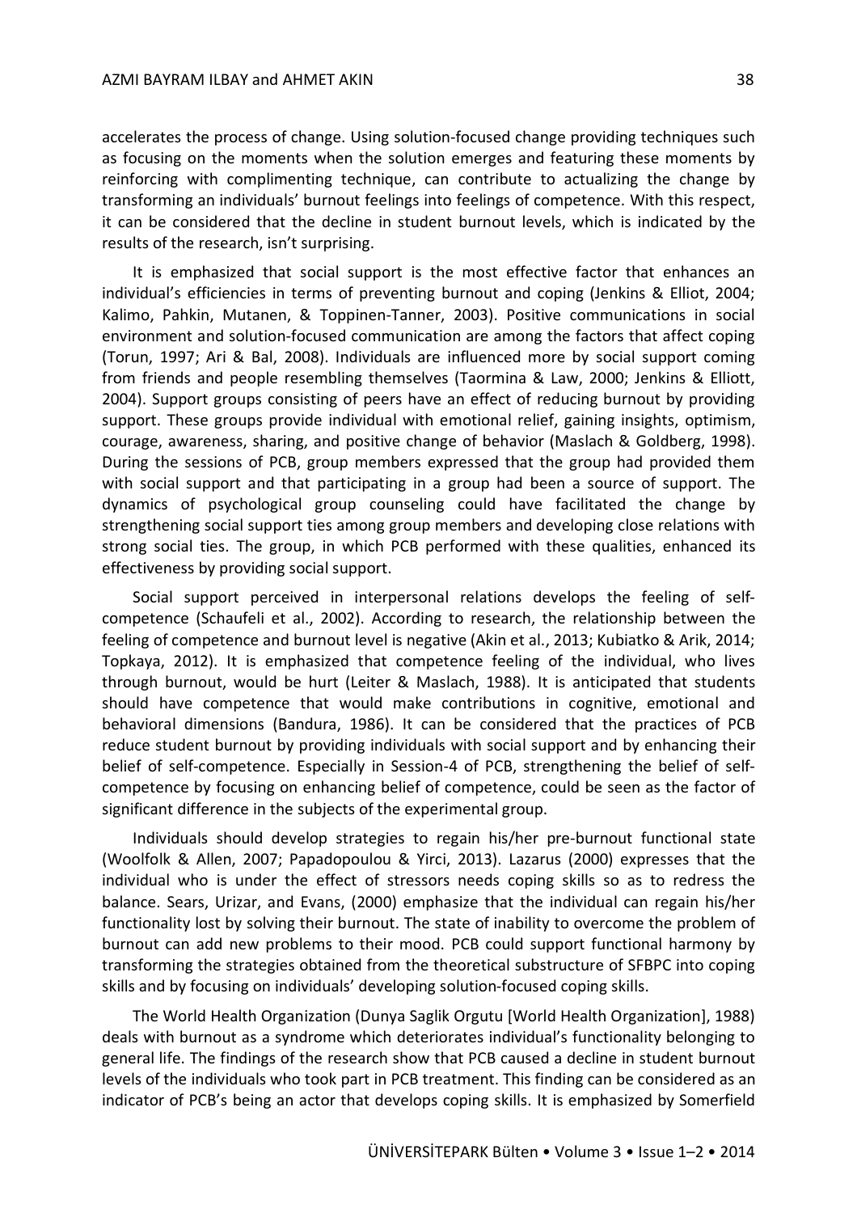accelerates the process of change. Using solution-focused change providing techniques such as focusing on the moments when the solution emerges and featuring these moments by reinforcing with complimenting technique, can contribute to actualizing the change by transforming an individuals' burnout feelings into feelings of competence. With this respect, it can be considered that the decline in student burnout levels, which is indicated by the results of the research, isn't surprising.

It is emphasized that social support is the most effective factor that enhances an individual's efficiencies in terms of preventing burnout and coping (Jenkins & Elliot, 2004; Kalimo, Pahkin, Mutanen, & Toppinen-Tanner, 2003). Positive communications in social environment and solution-focused communication are among the factors that affect coping (Torun, 1997; Ari & Bal, 2008). Individuals are influenced more by social support coming from friends and people resembling themselves (Taormina & Law, 2000; Jenkins & Elliott, 2004). Support groups consisting of peers have an effect of reducing burnout by providing support. These groups provide individual with emotional relief, gaining insights, optimism, courage, awareness, sharing, and positive change of behavior (Maslach & Goldberg, 1998). During the sessions of PCB, group members expressed that the group had provided them with social support and that participating in a group had been a source of support. The dynamics of psychological group counseling could have facilitated the change by strengthening social support ties among group members and developing close relations with strong social ties. The group, in which PCB performed with these qualities, enhanced its effectiveness by providing social support.

Social support perceived in interpersonal relations develops the feeling of self-competence (Schaufeli et al., 2002). According to research, the relationship between the feeling of competence and burnout level is negative (Akin et al., 2013; Kubiatko & Arik, 2014; Topkaya, 2012). It is emphasized that competence feeling of the individual, who lives through burnout, would be hurt (Leiter & Maslach, 1988). It is anticipated that students should have competence that would make contributions in cognitive, emotional and behavioral dimensions (Bandura, 1986). It can be considered that the practices of PCB reduce student burnout by providing individuals with social support and by enhancing their belief of self-competence. Especially in Session-4 of PCB, strengthening the belief of self-competence by focusing on enhancing belief of competence, could be seen as the factor of significant difference in the subjects of the experimental group.

Individuals should develop strategies to regain his/her pre-burnout functional state (Woolfolk & Allen, 2007; Papadopoulou & Yirci, 2013). Lazarus (2000) expresses that the individual who is under the effect of stressors needs coping skills so as to redress the balance. Sears, Urizar, and Evans, (2000) emphasize that the individual can regain his/her functionality lost by solving their burnout. The state of inability to overcome the problem of burnout can add new problems to their mood. PCB could support functional harmony by transforming the strategies obtained from the theoretical substructure of SFBPC into coping skills and by focusing on individuals' developing solution-focused coping skills.

The World Health Organization (Dunya Saglik Orgutu [World Health Organization], 1988) deals with burnout as a syndrome which deteriorates individual's functionality belonging to general life. The findings of the research show that PCB caused a decline in student burnout levels of the individuals who took part in PCB treatment. This finding can be considered as an indicator of PCB's being an actor that develops coping skills. It is emphasized by Somerfield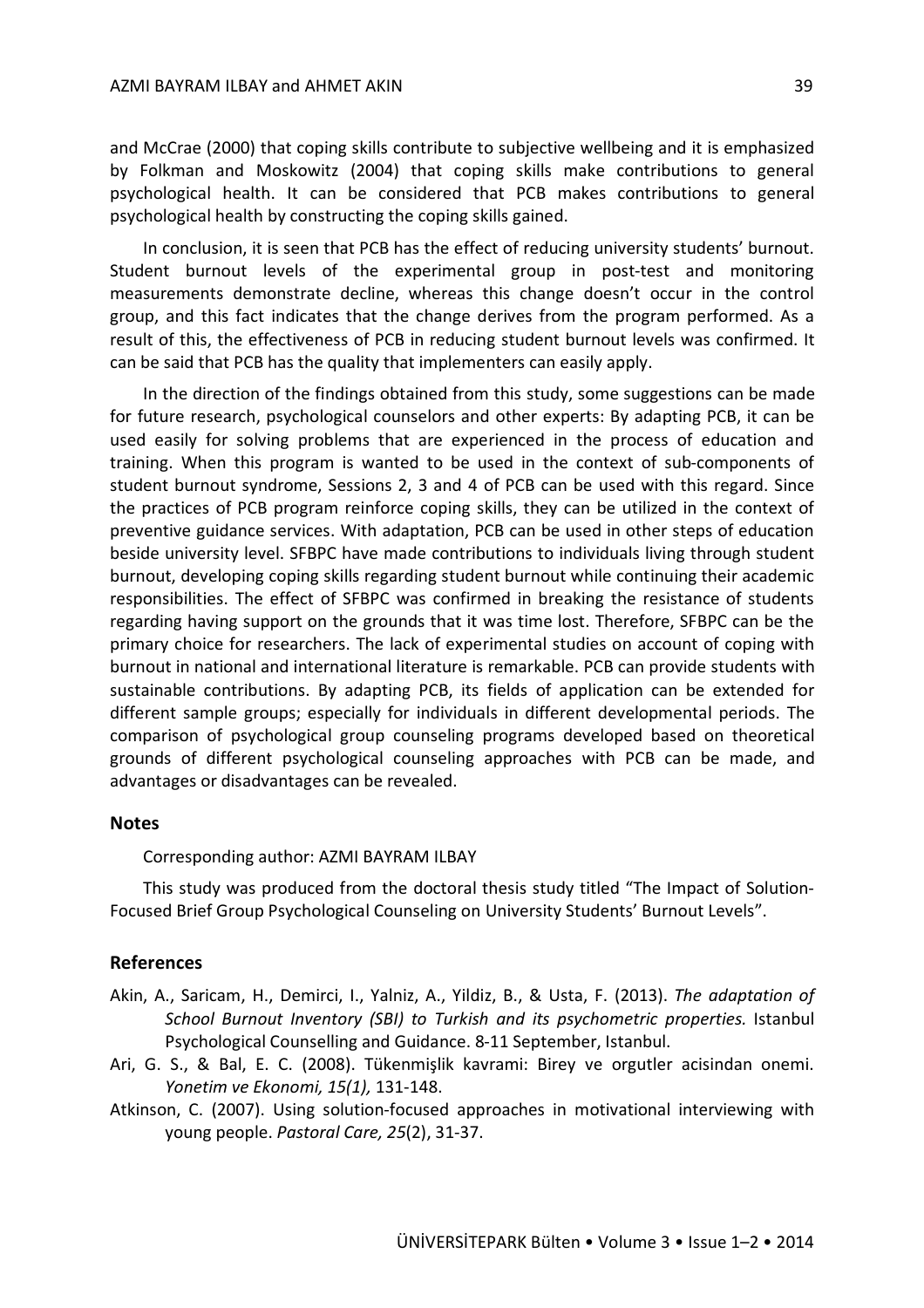and McCrae (2000) that coping skills contribute to subjective wellbeing and it is emphasized by Folkman and Moskowitz (2004) that coping skills make contributions to general psychological health. It can be considered that PCB makes contributions to general psychological health by constructing the coping skills gained.

In conclusion, it is seen that PCB has the effect of reducing university students' burnout. Student burnout levels of the experimental group in post-test and monitoring measurements demonstrate decline, whereas this change doesn't occur in the control group, and this fact indicates that the change derives from the program performed. As a result of this, the effectiveness of PCB in reducing student burnout levels was confirmed. It can be said that PCB has the quality that implementers can easily apply.

In the direction of the findings obtained from this study, some suggestions can be made for future research, psychological counselors and other experts: By adapting PCB, it can be used easily for solving problems that are experienced in the process of education and training. When this program is wanted to be used in the context of sub-components of student burnout syndrome, Sessions 2, 3 and 4 of PCB can be used with this regard. Since the practices of PCB program reinforce coping skills, they can be utilized in the context of preventive guidance services. With adaptation, PCB can be used in other steps of education beside university level. SFBPC have made contributions to individuals living through student burnout, developing coping skills regarding student burnout while continuing their academic responsibilities. The effect of SFBPC was confirmed in breaking the resistance of students regarding having support on the grounds that it was time lost. Therefore, SFBPC can be the primary choice for researchers. The lack of experimental studies on account of coping with burnout in national and international literature is remarkable. PCB can provide students with sustainable contributions. By adapting PCB, its fields of application can be extended for different sample groups; especially for individuals in different developmental periods. The comparison of psychological group counseling programs developed based on theoretical grounds of different psychological counseling approaches with PCB can be made, and advantages or disadvantages can be revealed.

## Notes

Corresponding author: AZMI BAYRAM ILBAY

This study was produced from the doctoral thesis study titled "The Impact of Solution-Focused Brief Group Psychological Counseling on University Students' Burnout Levels".

## References

Akin, A., Saricam, H., Demirci, I., Yalniz, A., Yildiz, B., & Usta, F. (2013). *The adaptation of School Burnout Inventory (SBI) to Turkish and its psychometric properties.* Istanbul Psychological Counselling and Guidance. 8-11 September, Istanbul.

Ari, G. S., & Bal, E. C. (2008). Tükenmişlik kavrami: Birey ve orgutler acisindan onemi. *Yonetim ve Ekonomi, 15(1),* 131-148.

Atkinson, C. (2007). Using solution-focused approaches in motivational interviewing with young people. *Pastoral Care, 25*(2), 31-37.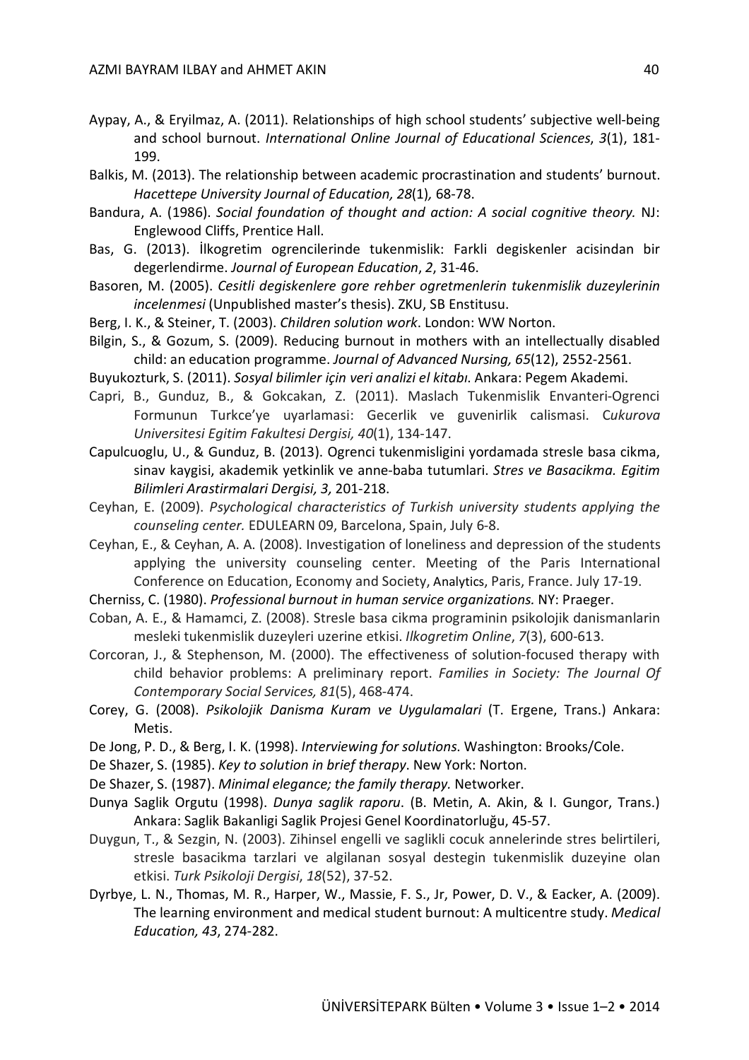Aypay, A., & Eryilmaz, A. (2011). Relationships of high school students' subjective well-being and school burnout. *International Online Journal of Educational Sciences*, *3*(1), 181-199.

Balkis, M. (2013). The relationship between academic procrastination and students' burnout. *Hacettepe University Journal of Education, 28*(1)*,* 68-78.

Bandura, A. (1986). *Social foundation of thought and action: A social cognitive theory.* NJ: Englewood Cliffs, Prentice Hall.

Bas, G. (2013). İlkogretim ogrencilerinde tukenmislik: Farkli degiskenler acisindan bir degerlendirme. *Journal of European Education*, *2*, 31-46.

Basoren, M. (2005). *Cesitli degiskenlere gore rehber ogretmenlerin tukenmislik duzeylerinin incelenmesi* (Unpublished master's thesis). ZKU, SB Enstitusu.

Berg, I. K., & Steiner, T. (2003). *Children solution work*. London: WW Norton.

Bilgin, S., & Gozum, S. (2009). Reducing burnout in mothers with an intellectually disabled child: an education programme. *Journal of Advanced Nursing, 65*(12), 2552-2561.

Buyukozturk, S. (2011). *Sosyal bilimler için veri analizi el kitabı*. Ankara: Pegem Akademi.

Capri, B., Gunduz, B., & Gokcakan, Z. (2011). Maslach Tukenmislik Envanteri-Ogrenci Formunun Turkce'ye uyarlamasi: Gecerlik ve guvenirlik calismasi. *Cukurova Universitesi Egitim Fakultesi Dergisi, 40*(1), 134-147.

Capulcuoglu, U., & Gunduz, B. (2013). Ogrenci tukenmisligini yordamada stresle basa cikma, sinav kaygisi, akademik yetkinlik ve anne-baba tutumlari. *Stres ve Basacikma. Egitim Bilimleri Arastirmalari Dergisi, 3,* 201-218.

Ceyhan, E. (2009). *Psychological characteristics of Turkish university students applying the counseling center.* EDULEARN 09, Barcelona, Spain, July 6-8.

Ceyhan, E., & Ceyhan, A. A. (2008). Investigation of loneliness and depression of the students applying the university counseling center. Meeting of the Paris International Conference on Education, Economy and Society, Analytics, Paris, France. July 17-19.

Cherniss, C. (1980). *Professional burnout in human service organizations.* NY: Praeger.

Coban, A. E., & Hamamci, Z. (2008). Stresle basa cikma programinin psikolojik danismanlarin mesleki tukenmislik duzeyleri uzerine etkisi. *Ilkogretim Online*, *7*(3), 600-613.

Corcoran, J., & Stephenson, M. (2000). The effectiveness of solution-focused therapy with child behavior problems: A preliminary report. *Families in Society: The Journal Of Contemporary Social Services, 81*(5), 468-474.

Corey, G. (2008). *Psikolojik Danisma Kuram ve Uygulamalari* (T. Ergene, Trans.) Ankara: Metis.

De Jong, P. D., & Berg, I. K. (1998). *Interviewing for solutions.* Washington: Brooks/Cole.

De Shazer, S. (1985). *Key to solution in brief therapy*. New York: Norton.

De Shazer, S. (1987). *Minimal elegance; the family therapy.* Networker.

Dunya Saglik Orgutu (1998). *Dunya saglik raporu*. (B. Metin, A. Akin, & I. Gungor, Trans.) Ankara: Saglik Bakanligi Saglik Projesi Genel Koordinatorluğu, 45-57.

Duygun, T., & Sezgin, N. (2003). Zihinsel engelli ve saglikli cocuk annelerinde stres belirtileri, stresle basacikma tarzlari ve algilanan sosyal destegin tukenmislik duzeyine olan etkisi. *Turk Psikoloji Dergisi*, *18*(52), 37-52.

Dyrbye, L. N., Thomas, M. R., Harper, W., Massie, F. S., Jr, Power, D. V., & Eacker, A. (2009). The learning environment and medical student burnout: A multicentre study. *Medical Education, 43*, 274-282.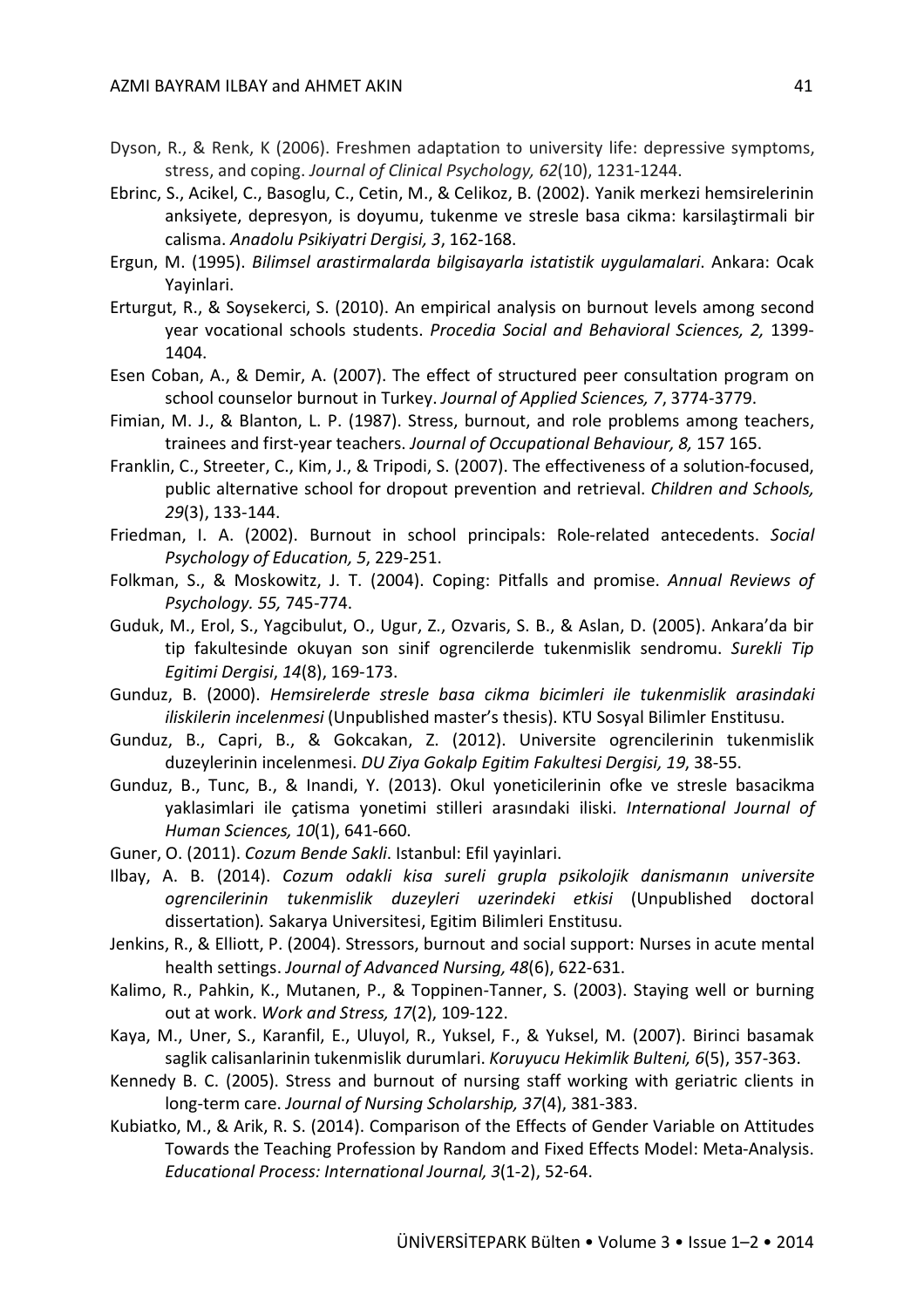Dyson, R., & Renk, K (2006). Freshmen adaptation to university life: depressive symptoms, stress, and coping. *Journal of Clinical Psychology, 62*(10), 1231-1244.

Ebrinc, S., Acikel, C., Basoglu, C., Cetin, M., & Celikoz, B. (2002). Yanik merkezi hemsirelerinin anksiyete, depresyon, is doyumu, tukenme ve stresle basa cikma: karsilaştirmali bir calisma. *Anadolu Psikiyatri Dergisi, 3*, 162-168.

Ergun, M. (1995). *Bilimsel arastirmalarda bilgisayarla istatistik uygulamalari*. Ankara: Ocak Yayinlari.

Erturgut, R., & Soysekerci, S. (2010). An empirical analysis on burnout levels among second year vocational schools students. *Procedia Social and Behavioral Sciences, 2,* 1399-1404.

Esen Coban, A., & Demir, A. (2007). The effect of structured peer consultation program on school counselor burnout in Turkey. *Journal of Applied Sciences, 7*, 3774-3779.

Fimian, M. J., & Blanton, L. P. (1987). Stress, burnout, and role problems among teachers, trainees and first-year teachers. *Journal of Occupational Behaviour, 8,* 157 165.

Franklin, C., Streeter, C., Kim, J., & Tripodi, S. (2007). The effectiveness of a solution-focused, public alternative school for dropout prevention and retrieval. *Children and Schools, 29*(3), 133-144.

Friedman, I. A. (2002). Burnout in school principals: Role-related antecedents. *Social Psychology of Education, 5*, 229-251.

Folkman, S., & Moskowitz, J. T. (2004). Coping: Pitfalls and promise. *Annual Reviews of Psychology. 55,* 745-774.

Guduk, M., Erol, S., Yagcibulut, O., Ugur, Z., Ozvaris, S. B., & Aslan, D. (2005). Ankara'da bir tip fakultesinde okuyan son sinif ogrencilerde tukenmislik sendromu. *Surekli Tip Egitimi Dergisi*, *14*(8), 169-173.

Gunduz, B. (2000). *Hemsirelerde stresle basa cikma bicimleri ile tukenmislik arasindaki iliskilerin incelenmesi* (Unpublished master's thesis). KTU Sosyal Bilimler Enstitusu.

Gunduz, B., Capri, B., & Gokcakan, Z. (2012). Universite ogrencilerinin tukenmislik duzeylerinin incelenmesi. *DU Ziya Gokalp Egitim Fakultesi Dergisi, 19*, 38-55.

Gunduz, B., Tunc, B., & Inandi, Y. (2013). Okul yoneticilerinin ofke ve stresle basacikma yaklasimlari ile çatisma yonetimi stilleri arasındaki iliski. *International Journal of Human Sciences, 10*(1), 641-660.

Guner, O. (2011). *Cozum Bende Sakli*. Istanbul: Efil yayinlari.

Ilbay, A. B. (2014). *Cozum odakli kisa sureli grupla psikolojik danismanın universite ogrencilerinin tukenmislik duzeyleri uzerindeki etkisi* (Unpublished doctoral dissertation)*.* Sakarya Universitesi, Egitim Bilimleri Enstitusu.

Jenkins, R., & Elliott, P. (2004). Stressors, burnout and social support: Nurses in acute mental health settings. *Journal of Advanced Nursing, 48*(6), 622-631.

Kalimo, R., Pahkin, K., Mutanen, P., & Toppinen-Tanner, S. (2003). Staying well or burning out at work. *Work and Stress, 17*(2), 109-122.

Kaya, M., Uner, S., Karanfil, E., Uluyol, R., Yuksel, F., & Yuksel, M. (2007). Birinci basamak saglik calisanlarinin tukenmislik durumlari. *Koruyucu Hekimlik Bulteni, 6*(5), 357-363.

Kennedy B. C. (2005). Stress and burnout of nursing staff working with geriatric clients in long-term care. *Journal of Nursing Scholarship, 37*(4), 381-383.

Kubiatko, M., & Arik, R. S. (2014). Comparison of the Effects of Gender Variable on Attitudes Towards the Teaching Profession by Random and Fixed Effects Model: Meta-Analysis. *Educational Process: International Journal, 3*(1-2), 52-64.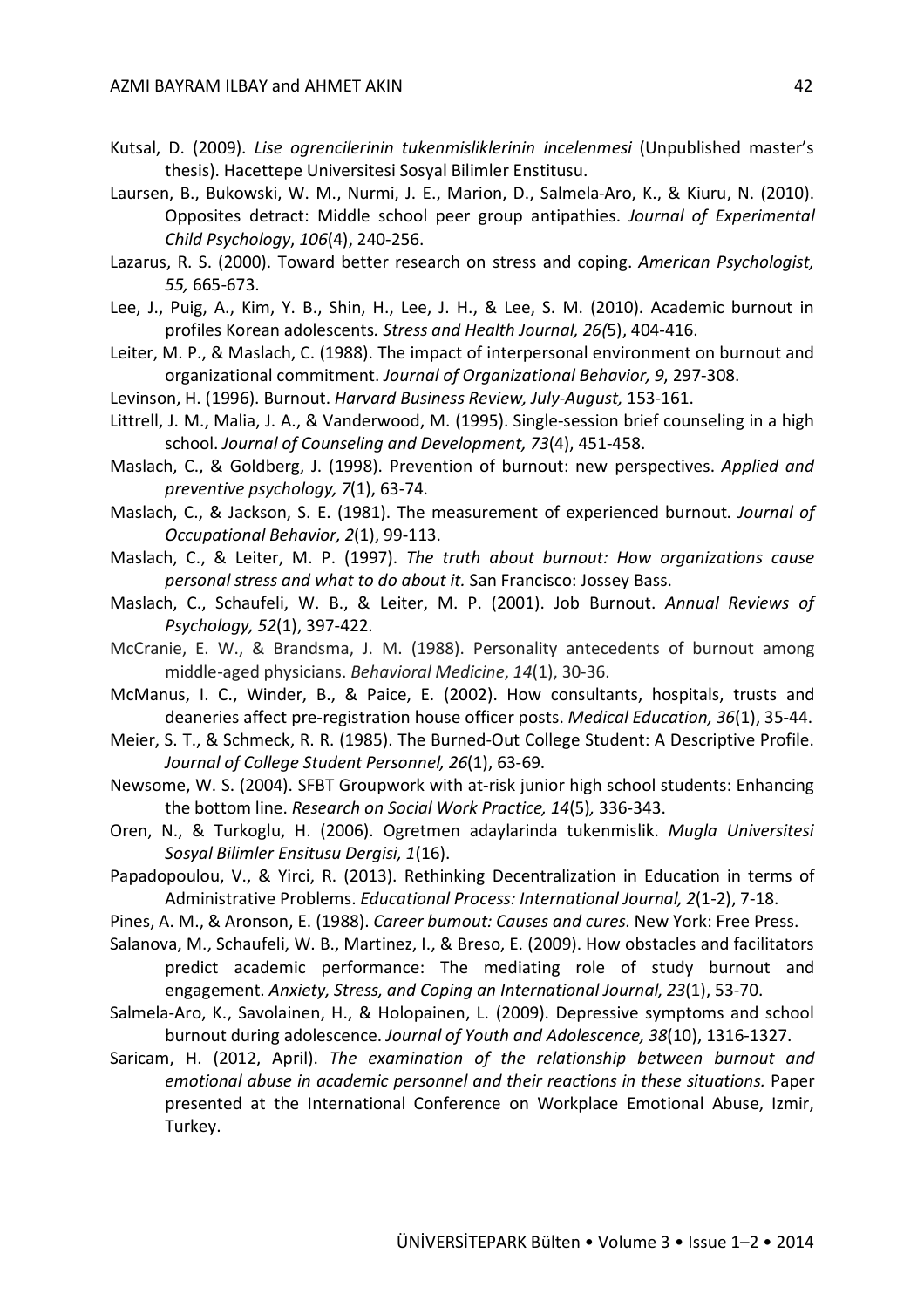Kutsal, D. (2009). *Lise ogrencilerinin tukenmisliklerinin incelenmesi* (Unpublished master's thesis). Hacettepe Universitesi Sosyal Bilimler Enstitusu.

Laursen, B., Bukowski, W. M., Nurmi, J. E., Marion, D., Salmela-Aro, K., & Kiuru, N. (2010). Opposites detract: Middle school peer group antipathies. *Journal of Experimental Child Psychology*, *106*(4), 240-256.

Lazarus, R. S. (2000). Toward better research on stress and coping. *American Psychologist, 55,* 665-673.

Lee, J., Puig, A., Kim, Y. B., Shin, H., Lee, J. H., & Lee, S. M. (2010). Academic burnout in profiles Korean adolescents*. Stress and Health Journal, 26(*5), 404-416.

Leiter, M. P., & Maslach, C. (1988). The impact of interpersonal environment on burnout and organizational commitment. *Journal of Organizational Behavior, 9*, 297-308.

Levinson, H. (1996). Burnout. *Harvard Business Review, July-August,* 153-161.

Littrell, J. M., Malia, J. A., & Vanderwood, M. (1995). Single-session brief counseling in a high school. *Journal of Counseling and Development, 73*(4), 451-458.

Maslach, C., & Goldberg, J. (1998). Prevention of burnout: new perspectives. *Applied and preventive psychology, 7*(1), 63-74.

Maslach, C., & Jackson, S. E. (1981). The measurement of experienced burnout. *Journal of Occupational Behavior, 2*(1), 99-113.

Maslach, C., & Leiter, M. P. (1997). *The truth about burnout: How organizations cause personal stress and what to do about it.* San Francisco: Jossey Bass.

Maslach, C., Schaufeli, W. B., & Leiter, M. P. (2001). Job Burnout. *Annual Reviews of Psychology, 52*(1), 397-422.

McCranie, E. W., & Brandsma, J. M. (1988). Personality antecedents of burnout among middle-aged physicians. *Behavioral Medicine*, *14*(1), 30-36.

McManus, I. C., Winder, B., & Paice, E. (2002). How consultants, hospitals, trusts and deaneries affect pre-registration house officer posts. *Medical Education, 36*(1), 35-44.

Meier, S. T., & Schmeck, R. R. (1985). The Burned-Out College Student: A Descriptive Profile. *Journal of College Student Personnel, 26*(1), 63-69.

Newsome, W. S. (2004). SFBT Groupwork with at-risk junior high school students: Enhancing the bottom line. *Research on Social Work Practice, 14*(5)*,* 336-343.

Oren, N., & Turkoglu, H. (2006). Ogretmen adaylarinda tukenmislik. *Mugla Universitesi Sosyal Bilimler Ensitusu Dergisi, 1*(16).

Papadopoulou, V., & Yirci, R. (2013). Rethinking Decentralization in Education in terms of Administrative Problems. *Educational Process: International Journal, 2*(1-2), 7-18.

Pines, A. M., & Aronson, E. (1988). *Career bumout: Causes and cures*. New York: Free Press.

Salanova, M., Schaufeli, W. B., Martinez, I., & Breso, E. (2009). How obstacles and facilitators predict academic performance: The mediating role of study burnout and engagement. *Anxiety, Stress, and Coping an International Journal, 23*(1), 53-70.

Salmela-Aro, K., Savolainen, H., & Holopainen, L. (2009). Depressive symptoms and school burnout during adolescence. *Journal of Youth and Adolescence, 38*(10), 1316-1327.

Saricam, H. (2012, April). *The examination of the relationship between burnout and emotional abuse in academic personnel and their reactions in these situations.* Paper presented at the International Conference on Workplace Emotional Abuse, Izmir, Turkey.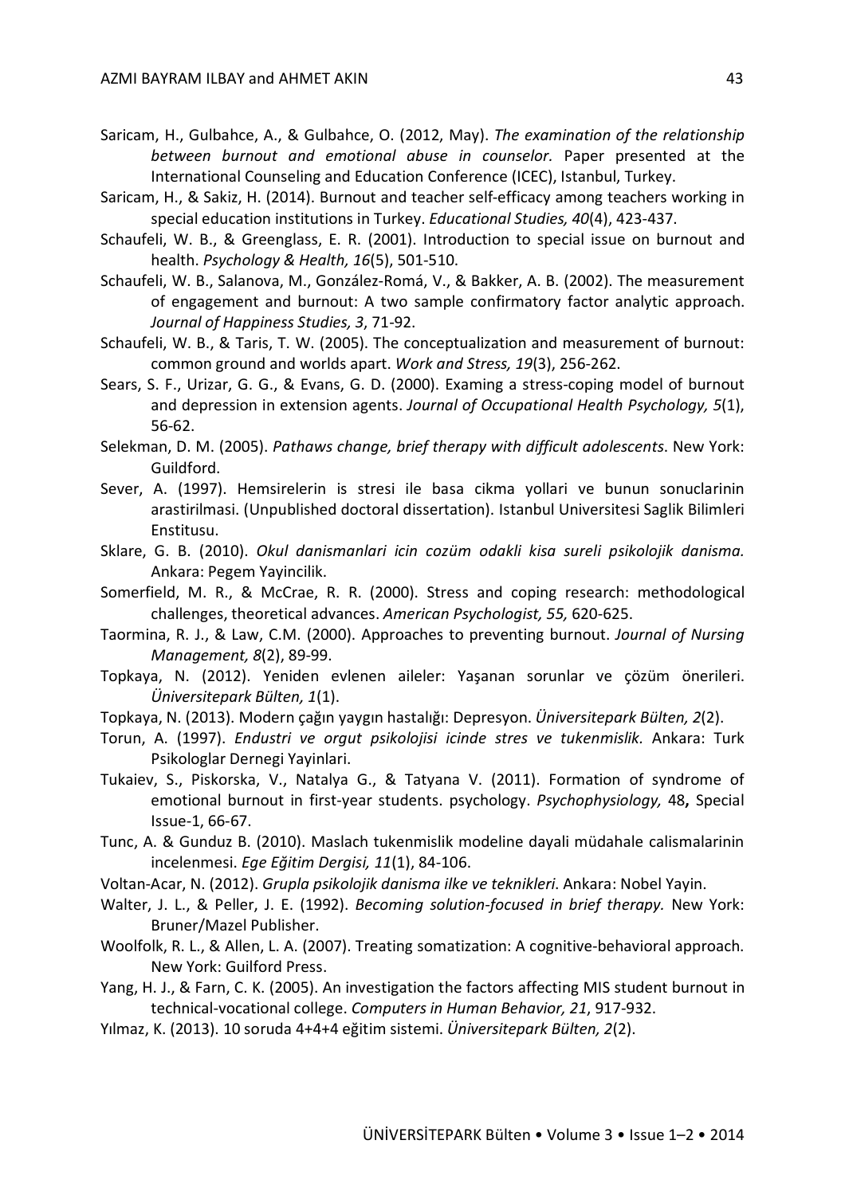Saricam, H., Gulbahce, A., & Gulbahce, O. (2012, May). *The examination of the relationship between burnout and emotional abuse in counselor.* Paper presented at the International Counseling and Education Conference (ICEC), Istanbul, Turkey.

Saricam, H., & Sakiz, H. (2014). Burnout and teacher self-efficacy among teachers working in special education institutions in Turkey. *Educational Studies, 40*(4), 423-437.

Schaufeli, W. B., & Greenglass, E. R. (2001). Introduction to special issue on burnout and health. *Psychology & Health, 16*(5), 501-510.

Schaufeli, W. B., Salanova, M., González-Romá, V., & Bakker, A. B. (2002). The measurement of engagement and burnout: A two sample confirmatory factor analytic approach. *Journal of Happiness Studies, 3*, 71-92.

Schaufeli, W. B., & Taris, T. W. (2005). The conceptualization and measurement of burnout: common ground and worlds apart. *Work and Stress, 19*(3), 256-262.

Sears, S. F., Urizar, G. G., & Evans, G. D. (2000). Examing a stress-coping model of burnout and depression in extension agents. *Journal of Occupational Health Psychology, 5*(1), 56-62.

Selekman, D. M. (2005). *Pathaws change, brief therapy with difficult adolescents*. New York: Guildford.

Sever, A. (1997). Hemsirelerin is stresi ile basa cikma yollari ve bunun sonuclarinin arastirilmasi. (Unpublished doctoral dissertation). Istanbul Universitesi Saglik Bilimleri Enstitusu.

Sklare, G. B. (2010). *Okul danismanlari icin cozüm odakli kisa sureli psikolojik danisma.* Ankara: Pegem Yayincilik.

Somerfield, M. R., & McCrae, R. R. (2000). Stress and coping research: methodological challenges, theoretical advances. *American Psychologist, 55,* 620-625.

Taormina, R. J., & Law, C.M. (2000). Approaches to preventing burnout. *Journal of Nursing Management, 8*(2), 89-99.

Topkaya, N. (2012). Yeniden evlenen aileler: Yaşanan sorunlar ve çözüm önerileri. *Üniversitepark Bülten, 1*(1).

Topkaya, N. (2013). Modern çağın yaygın hastalığı: Depresyon. *Üniversitepark Bülten, 2*(2).

Torun, A. (1997). *Endustri ve orgut psikolojisi icinde stres ve tukenmislik*. Ankara: Turk Psikologlar Dernegi Yayinlari.

Tukaiev, S., Piskorska, V., Natalya G., & Tatyana V. (2011). Formation of syndrome of emotional burnout in first-year students. psychology. *Psychophysiology,* 48**,** Special Issue-1, 66-67.

Tunc, A. & Gunduz B. (2010). Maslach tukenmislik modeline dayali müdahale calismalarinin incelenmesi. *Ege Eğitim Dergisi, 11*(1), 84-106.

Voltan-Acar, N. (2012). *Grupla psikolojik danisma ilke ve teknikleri*. Ankara: Nobel Yayin.

Walter, J. L., & Peller, J. E. (1992). *Becoming solution-focused in brief therapy.* New York: Bruner/Mazel Publisher.

Woolfolk, R. L., & Allen, L. A. (2007). Treating somatization: A cognitive-behavioral approach. New York: Guilford Press.

Yang, H. J., & Farn, C. K. (2005). An investigation the factors affecting MIS student burnout in technical-vocational college. *Computers in Human Behavior, 21*, 917-932.

Yılmaz, K. (2013). 10 soruda 4+4+4 eğitim sistemi. *Üniversitepark Bülten, 2*(2).